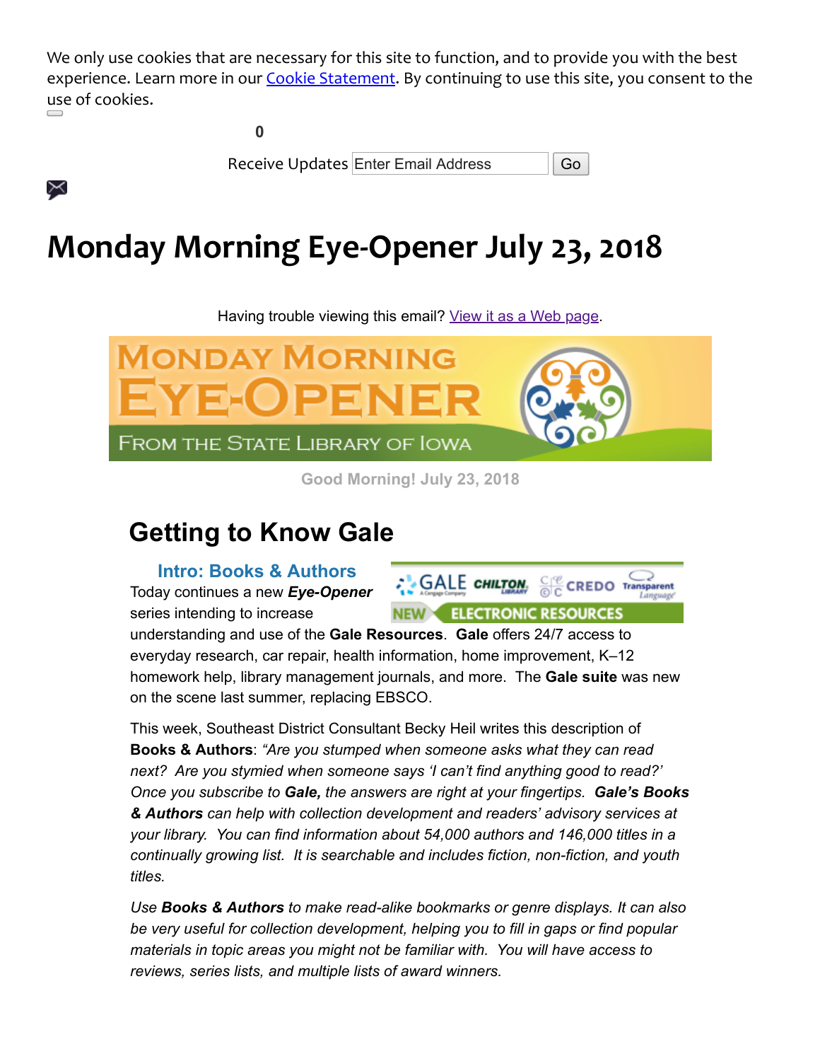We only use cookies that are necessary for this site to function, and to provide you with the best experience. Learn more in our Cookie Statement. By continuing to use this site, you consent to the use of cookies.

0

Receive Updates Enter Email Address Go

# Monday Morning Eye-Opener July 23, 2018

Having trouble viewing this email? View it as a Web page.

Good Morning! July 23, 2018

## Getting to Know Gale

### Intro: Books & Authors

Today continues a new ***Eye-Opener*** series intending to increase understanding and use of the **Gale Resources**. **Gale** offers 24/7 access to everyday research, car repair, health information, home improvement, K–12 homework help, library management journals, and more. The **Gale suite** was new on the scene last summer, replacing EBSCO.

This week, Southeast District Consultant Becky Heil writes this description of **Books & Authors**: *"Are you stumped when someone asks what they can read next? Are you stymied when someone says 'I can't find anything good to read?' Once you subscribe to* ***Gale,*** *the answers are right at your fingertips.* ***Gale's Books & Authors*** *can help with collection development and readers' advisory services at your library. You can find information about 54,000 authors and 146,000 titles in a continually growing list. It is searchable and includes fiction, non-fiction, and youth titles.*

*Use* ***Books & Authors*** *to make read-alike bookmarks or genre displays. It can also be very useful for collection development, helping you to fill in gaps or find popular materials in topic areas you might not be familiar with. You will have access to reviews, series lists, and multiple lists of award winners.*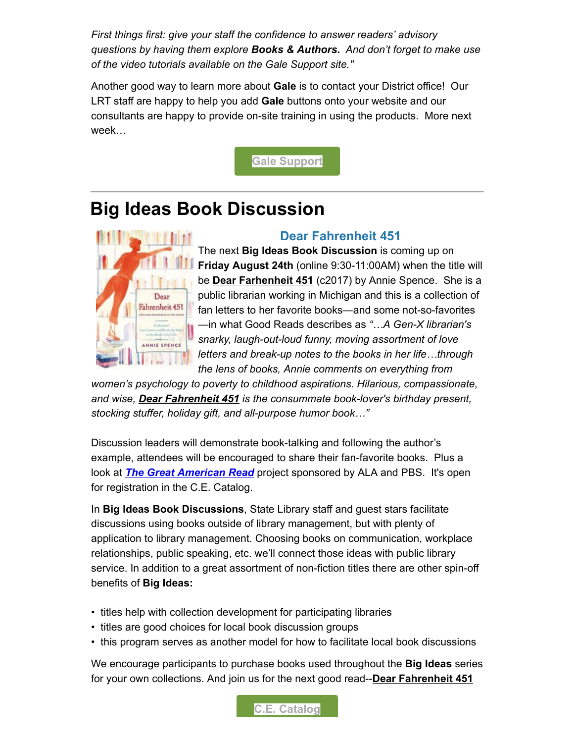*First things first: give your staff the confidence to answer readers' advisory questions by having them explore **Books & Authors.** And don't forget to make use of the video tutorials available on the Gale Support site."*

Another good way to learn more about **Gale** is to contact your District office! Our LRT staff are happy to help you add **Gale** buttons onto your website and our consultants are happy to provide on-site training in using the products. More next week…

Gale Support

---

# Big Ideas Book Discussion

### Dear Fahrenheit 451

The next **Big Ideas Book Discussion** is coming up on **Friday August 24th** (online 9:30-11:00AM) when the title will be **Dear Farhenheit 451** (c2017) by Annie Spence. She is a public librarian working in Michigan and this is a collection of fan letters to her favorite books—and some not-so-favorites—in what Good Reads describes as *"…A Gen-X librarian's snarky, laugh-out-loud funny, moving assortment of love letters and break-up notes to the books in her life…through the lens of books, Annie comments on everything from women's psychology to poverty to childhood aspirations. Hilarious, compassionate, and wise, **Dear Fahrenheit 451** is the consummate book-lover's birthday present, stocking stuffer, holiday gift, and all-purpose humor book…"*

Discussion leaders will demonstrate book-talking and following the author's example, attendees will be encouraged to share their fan-favorite books. Plus a look at ***The Great American Read*** project sponsored by ALA and PBS. It's open for registration in the C.E. Catalog.

In **Big Ideas Book Discussions**, State Library staff and guest stars facilitate discussions using books outside of library management, but with plenty of application to library management. Choosing books on communication, workplace relationships, public speaking, etc. we'll connect those ideas with public library service. In addition to a great assortment of non-fiction titles there are other spin-off benefits of **Big Ideas:**

- titles help with collection development for participating libraries
- titles are good choices for local book discussion groups
- this program serves as another model for how to facilitate local book discussions

We encourage participants to purchase books used throughout the **Big Ideas** series for your own collections. And join us for the next good read--**Dear Fahrenheit 451**

C.E. Catalog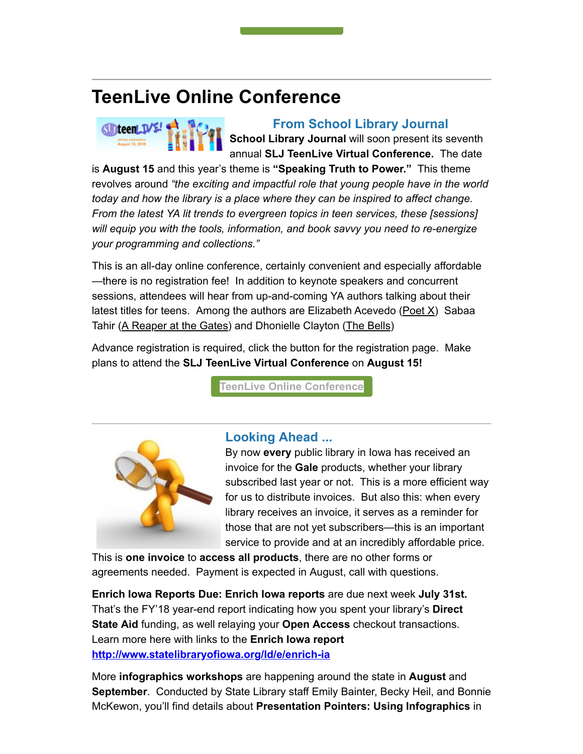# TeenLive Online Conference

### From School Library Journal

**School Library Journal** will soon present its seventh annual **SLJ TeenLive Virtual Conference.** The date is **August 15** and this year's theme is **"Speaking Truth to Power."** This theme revolves around *"the exciting and impactful role that young people have in the world today and how the library is a place where they can be inspired to affect change. From the latest YA lit trends to evergreen topics in teen services, these [sessions] will equip you with the tools, information, and book savvy you need to re-energize your programming and collections."*

This is an all-day online conference, certainly convenient and especially affordable—there is no registration fee! In addition to keynote speakers and concurrent sessions, attendees will hear from up-and-coming YA authors talking about their latest titles for teens. Among the authors are Elizabeth Acevedo (Poet X) Sabaa Tahir (A Reaper at the Gates) and Dhonielle Clayton (The Bells)

Advance registration is required, click the button for the registration page. Make plans to attend the **SLJ TeenLive Virtual Conference** on **August 15!**

TeenLive Online Conference

### Looking Ahead ...

By now **every** public library in Iowa has received an invoice for the **Gale** products, whether your library subscribed last year or not. This is a more efficient way for us to distribute invoices. But also this: when every library receives an invoice, it serves as a reminder for those that are not yet subscribers—this is an important service to provide and at an incredibly affordable price. This is **one invoice** to **access all products**, there are no other forms or agreements needed. Payment is expected in August, call with questions.

**Enrich Iowa Reports Due: Enrich Iowa reports** are due next week **July 31st.** That's the FY'18 year-end report indicating how you spent your library's **Direct State Aid** funding, as well relaying your **Open Access** checkout transactions. Learn more here with links to the **Enrich Iowa report**
**http://www.statelibraryofiowa.org/ld/e/enrich-ia**

More **infographics workshops** are happening around the state in **August** and **September**. Conducted by State Library staff Emily Bainter, Becky Heil, and Bonnie McKewon, you'll find details about **Presentation Pointers: Using Infographics** in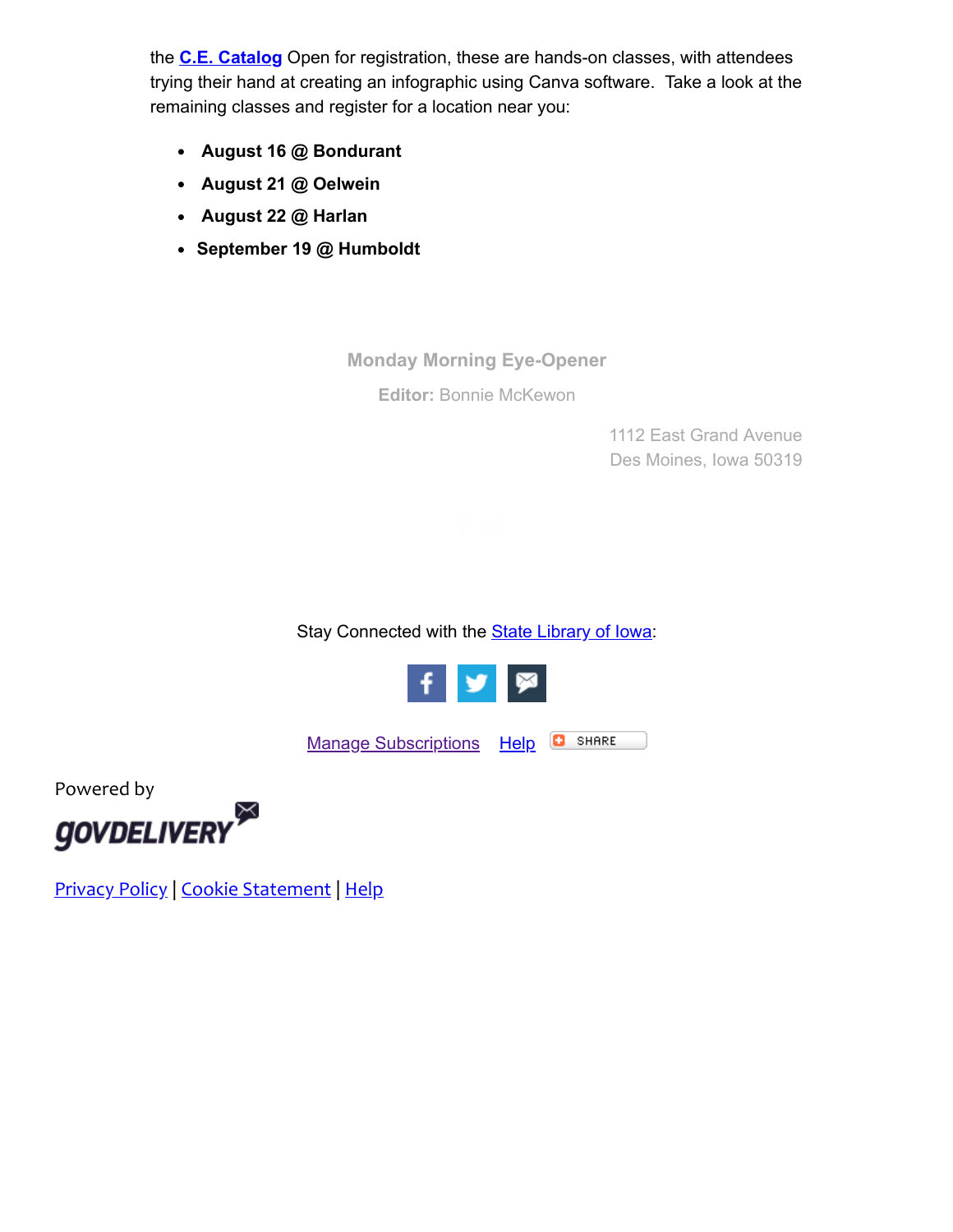the **C.E. Catalog** Open for registration, these are hands-on classes, with attendees trying their hand at creating an infographic using Canva software. Take a look at the remaining classes and register for a location near you:

- **August 16 @ Bondurant**
- **August 21 @ Oelwein**
- **August 22 @ Harlan**
- **September 19 @ Humboldt**

**Monday Morning Eye-Opener**

**Editor:** Bonnie McKewon

1112 East Grand Avenue
Des Moines, Iowa 50319

Stay Connected with the State Library of Iowa:

Manage Subscriptions Help SHARE

Powered by

GOVDELIVERY

Privacy Policy | Cookie Statement | Help